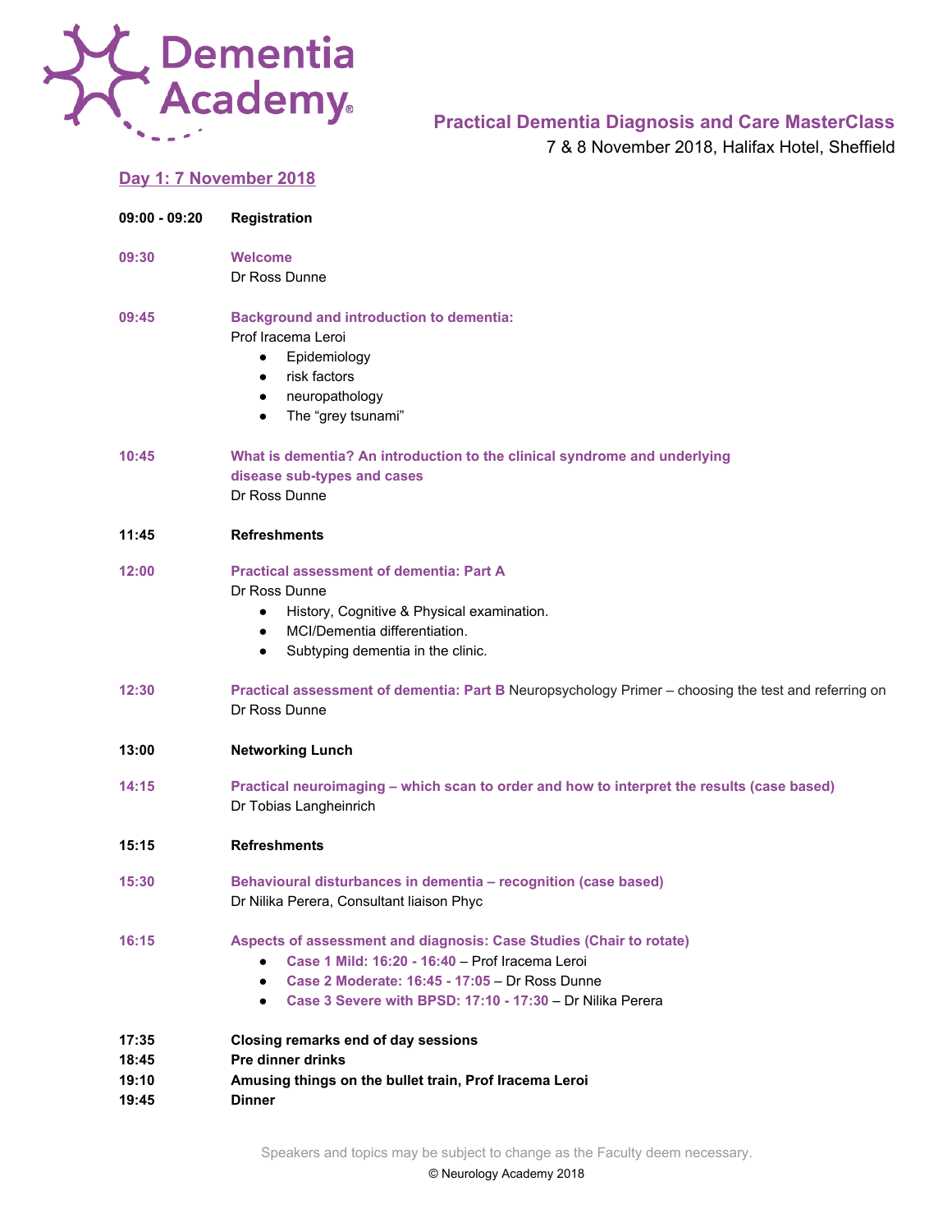# Dementia Academy

## Practical Dementia Diagnosis and Care MasterClass

7 & 8 November 2018, Halifax Hotel, Sheffield

## Day 1: 7 November 2018

**09:00 - 09:20** **Registration**

**09:30** **Welcome**
Dr Ross Dunne

**09:45** **Background and introduction to dementia:**
Prof Iracema Leroi
- Epidemiology
- risk factors
- neuropathology
- The "grey tsunami"

**10:45** **What is dementia? An introduction to the clinical syndrome and underlying disease sub-types and cases**
Dr Ross Dunne

**11:45** **Refreshments**

**12:00** **Practical assessment of dementia: Part A**
Dr Ross Dunne
- History, Cognitive & Physical examination.
- MCI/Dementia differentiation.
- Subtyping dementia in the clinic.

**12:30** **Practical assessment of dementia: Part B** Neuropsychology Primer – choosing the test and referring on
Dr Ross Dunne

**13:00** **Networking Lunch**

**14:15** **Practical neuroimaging – which scan to order and how to interpret the results (case based)**
Dr Tobias Langheinrich

**15:15** **Refreshments**

**15:30** **Behavioural disturbances in dementia – recognition (case based)**
Dr Nilika Perera, Consultant liaison Phyc

**16:15** **Aspects of assessment and diagnosis: Case Studies (Chair to rotate)**
- **Case 1 Mild: 16:20 - 16:40** – Prof Iracema Leroi
- **Case 2 Moderate: 16:45 - 17:05** – Dr Ross Dunne
- **Case 3 Severe with BPSD: 17:10 - 17:30** – Dr Nilika Perera

**17:35** **Closing remarks end of day sessions**
**18:45** **Pre dinner drinks**
**19:10** **Amusing things on the bullet train, Prof Iracema Leroi**
**19:45** **Dinner**

Speakers and topics may be subject to change as the Faculty deem necessary.

© Neurology Academy 2018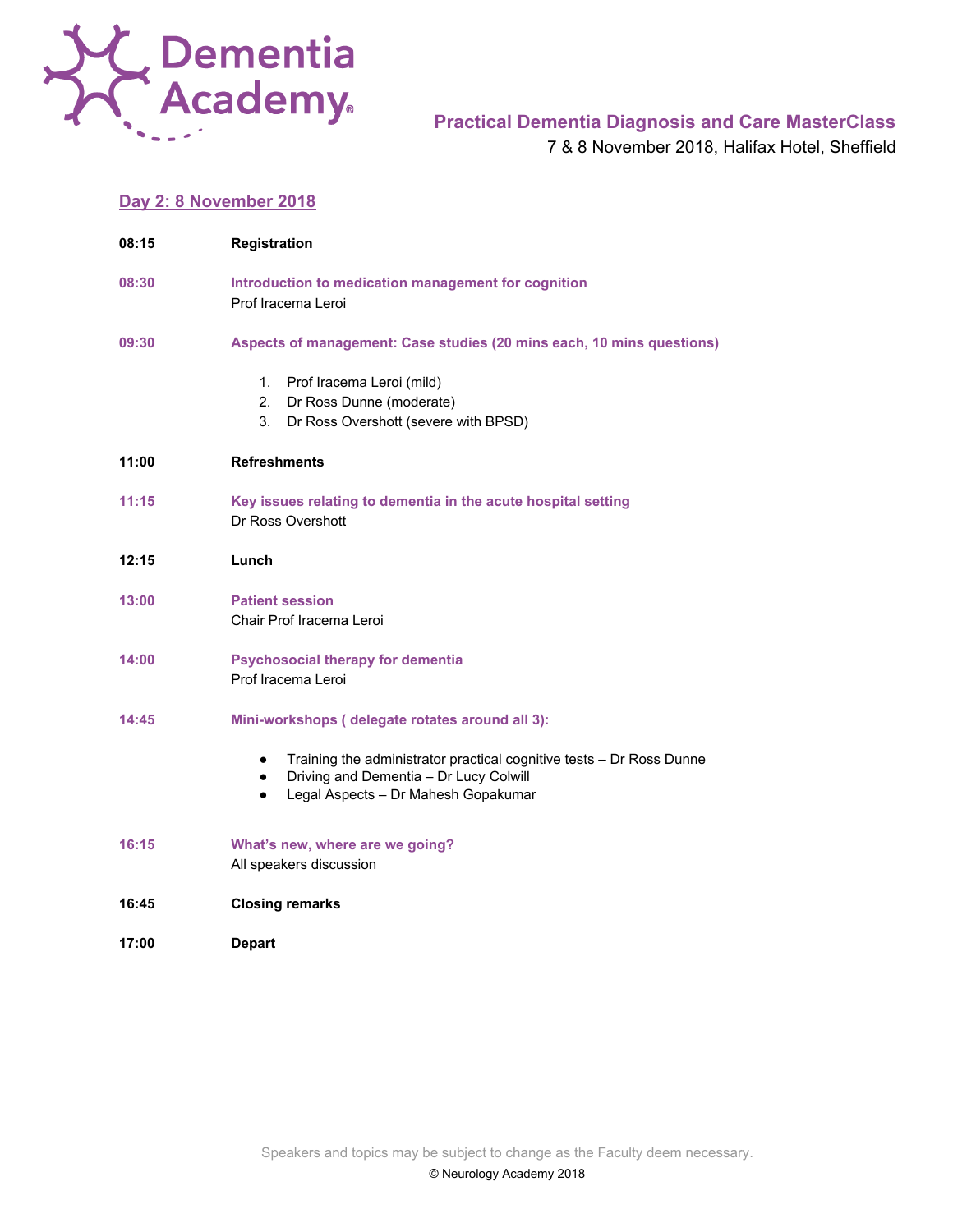# Dementia Academy

**Practical Dementia Diagnosis and Care MasterClass**
7 & 8 November 2018, Halifax Hotel, Sheffield

## Day 2: 8 November 2018

**08:15** **Registration**

**08:30** **Introduction to medication management for cognition**
Prof Iracema Leroi

**09:30** **Aspects of management: Case studies (20 mins each, 10 mins questions)**

1. Prof Iracema Leroi (mild)
2. Dr Ross Dunne (moderate)
3. Dr Ross Overshott (severe with BPSD)

**11:00** **Refreshments**

**11:15** **Key issues relating to dementia in the acute hospital setting**
Dr Ross Overshott

**12:15** **Lunch**

**13:00** **Patient session**
Chair Prof Iracema Leroi

**14:00** **Psychosocial therapy for dementia**
Prof Iracema Leroi

**14:45** **Mini-workshops ( delegate rotates around all 3):**

- Training the administrator practical cognitive tests – Dr Ross Dunne
- Driving and Dementia – Dr Lucy Colwill
- Legal Aspects – Dr Mahesh Gopakumar

**16:15** **What's new, where are we going?**
All speakers discussion

**16:45** **Closing remarks**

**17:00** **Depart**

Speakers and topics may be subject to change as the Faculty deem necessary.

© Neurology Academy 2018